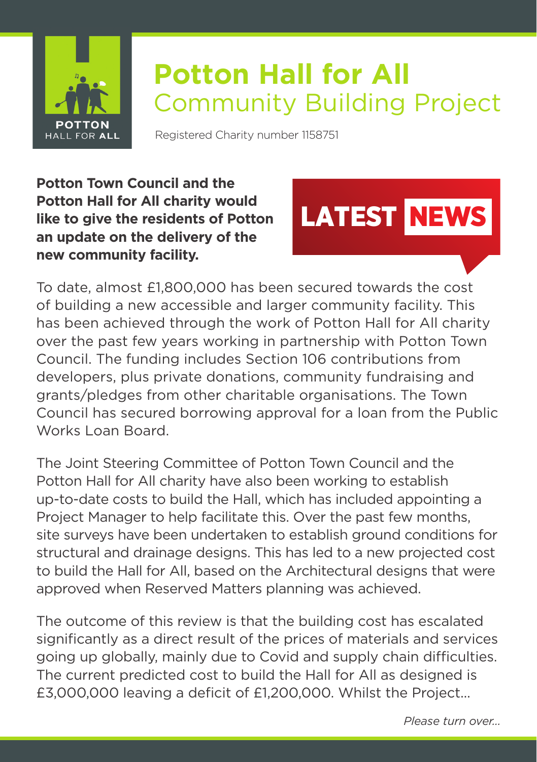POTTON HALL FOR ALL

# Potton Hall for All
## Community Building Project

Registered Charity number 1158751

**Potton Town Council and the Potton Hall for All charity would like to give the residents of Potton an update on the delivery of the new community facility.**

LATEST NEWS

To date, almost £1,800,000 has been secured towards the cost of building a new accessible and larger community facility. This has been achieved through the work of Potton Hall for All charity over the past few years working in partnership with Potton Town Council. The funding includes Section 106 contributions from developers, plus private donations, community fundraising and grants/pledges from other charitable organisations. The Town Council has secured borrowing approval for a loan from the Public Works Loan Board.

The Joint Steering Committee of Potton Town Council and the Potton Hall for All charity have also been working to establish up-to-date costs to build the Hall, which has included appointing a Project Manager to help facilitate this. Over the past few months, site surveys have been undertaken to establish ground conditions for structural and drainage designs. This has led to a new projected cost to build the Hall for All, based on the Architectural designs that were approved when Reserved Matters planning was achieved.

The outcome of this review is that the building cost has escalated significantly as a direct result of the prices of materials and services going up globally, mainly due to Covid and supply chain difficulties. The current predicted cost to build the Hall for All as designed is £3,000,000 leaving a deficit of £1,200,000. Whilst the Project...

*Please turn over...*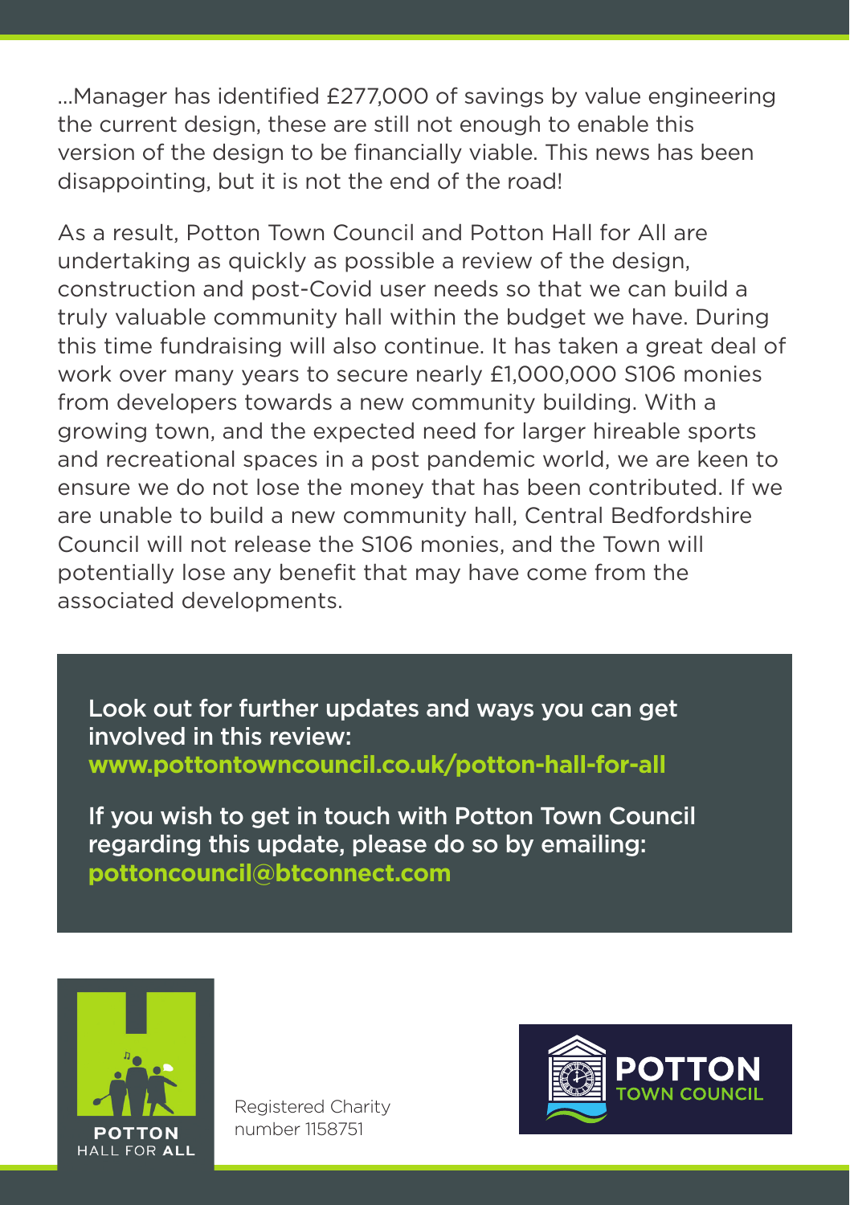...Manager has identified £277,000 of savings by value engineering the current design, these are still not enough to enable this version of the design to be financially viable. This news has been disappointing, but it is not the end of the road!

As a result, Potton Town Council and Potton Hall for All are undertaking as quickly as possible a review of the design, construction and post-Covid user needs so that we can build a truly valuable community hall within the budget we have. During this time fundraising will also continue. It has taken a great deal of work over many years to secure nearly £1,000,000 S106 monies from developers towards a new community building. With a growing town, and the expected need for larger hireable sports and recreational spaces in a post pandemic world, we are keen to ensure we do not lose the money that has been contributed. If we are unable to build a new community hall, Central Bedfordshire Council will not release the S106 monies, and the Town will potentially lose any benefit that may have come from the associated developments.

**Look out for further updates and ways you can get involved in this review:**
**www.pottontowncouncil.co.uk/potton-hall-for-all**

**If you wish to get in touch with Potton Town Council regarding this update, please do so by emailing:**
**pottoncouncil@btconnect.com**

POTTON HALL FOR ALL

Registered Charity number 1158751

POTTON TOWN COUNCIL